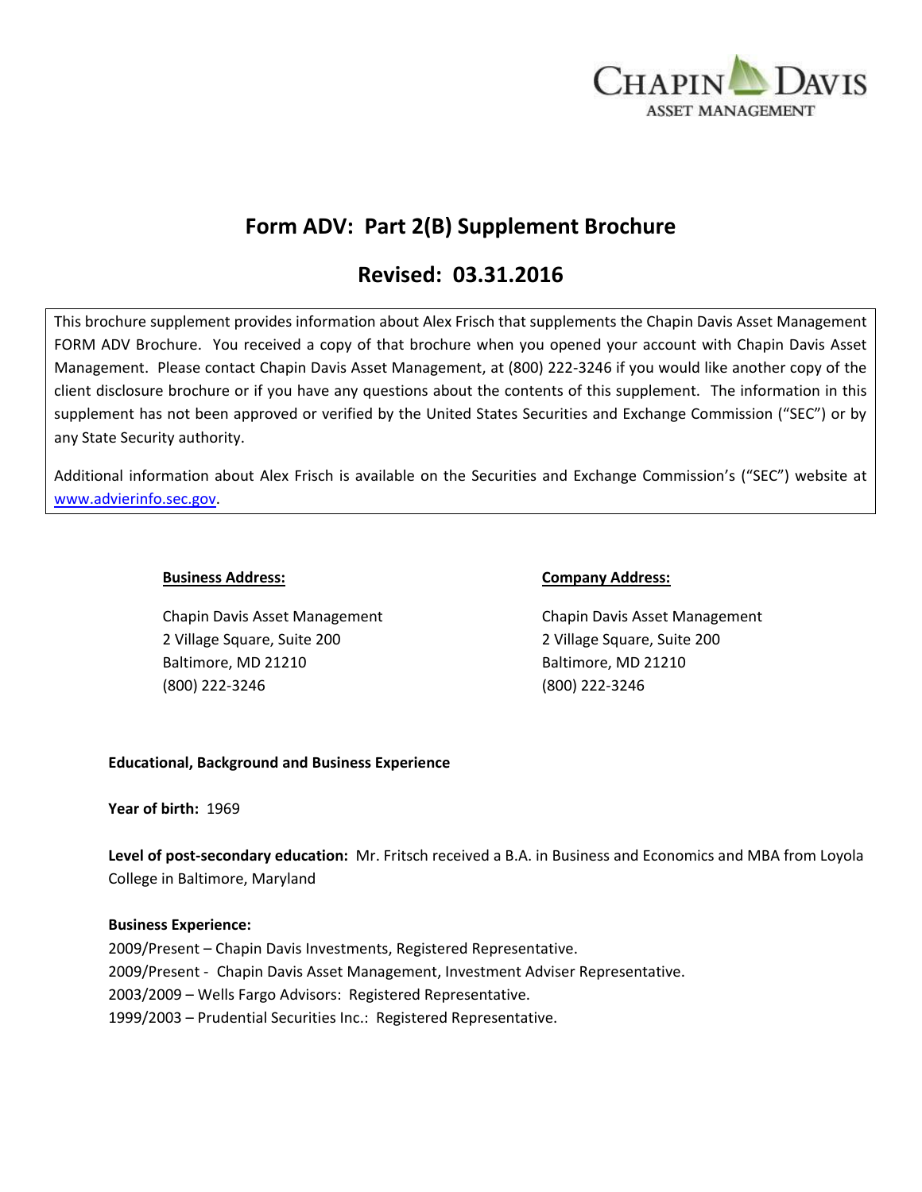CHAPIN DAVIS
ASSET MANAGEMENT

# Form ADV: Part 2(B) Supplement Brochure

## Revised: 03.31.2016

This brochure supplement provides information about Alex Frisch that supplements the Chapin Davis Asset Management FORM ADV Brochure. You received a copy of that brochure when you opened your account with Chapin Davis Asset Management. Please contact Chapin Davis Asset Management, at (800) 222-3246 if you would like another copy of the client disclosure brochure or if you have any questions about the contents of this supplement. The information in this supplement has not been approved or verified by the United States Securities and Exchange Commission ("SEC") or by any State Security authority.

Additional information about Alex Frisch is available on the Securities and Exchange Commission's ("SEC") website at www.advierinfo.sec.gov.

**Business Address:**

Chapin Davis Asset Management
2 Village Square, Suite 200
Baltimore, MD 21210
(800) 222-3246

**Company Address:**

Chapin Davis Asset Management
2 Village Square, Suite 200
Baltimore, MD 21210
(800) 222-3246

**Educational, Background and Business Experience**

**Year of birth:** 1969

**Level of post-secondary education:** Mr. Fritsch received a B.A. in Business and Economics and MBA from Loyola College in Baltimore, Maryland

**Business Experience:**

2009/Present – Chapin Davis Investments, Registered Representative.
2009/Present - Chapin Davis Asset Management, Investment Adviser Representative.
2003/2009 – Wells Fargo Advisors: Registered Representative.
1999/2003 – Prudential Securities Inc.: Registered Representative.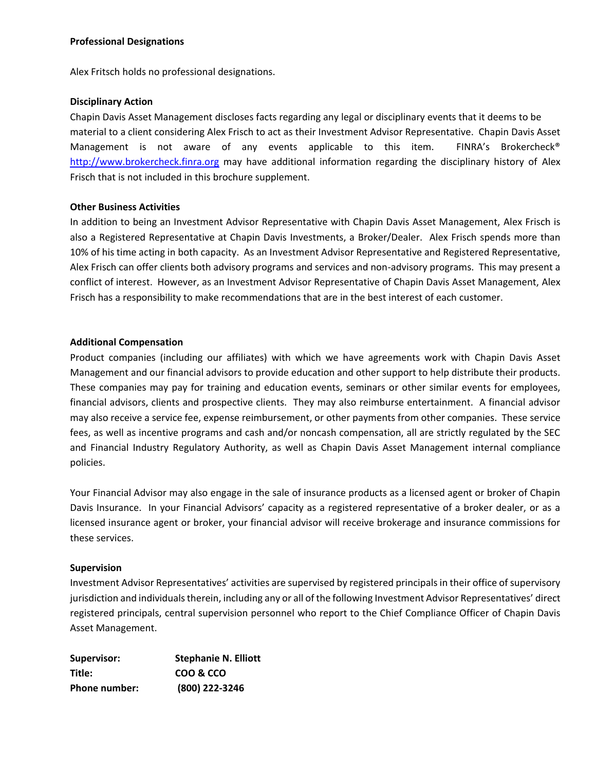**Professional Designations**

Alex Fritsch holds no professional designations.

**Disciplinary Action**

Chapin Davis Asset Management discloses facts regarding any legal or disciplinary events that it deems to be material to a client considering Alex Frisch to act as their Investment Advisor Representative. Chapin Davis Asset Management is not aware of any events applicable to this item. FINRA's Brokercheck® http://www.brokercheck.finra.org may have additional information regarding the disciplinary history of Alex Frisch that is not included in this brochure supplement.

**Other Business Activities**

In addition to being an Investment Advisor Representative with Chapin Davis Asset Management, Alex Frisch is also a Registered Representative at Chapin Davis Investments, a Broker/Dealer. Alex Frisch spends more than 10% of his time acting in both capacity. As an Investment Advisor Representative and Registered Representative, Alex Frisch can offer clients both advisory programs and services and non-advisory programs. This may present a conflict of interest. However, as an Investment Advisor Representative of Chapin Davis Asset Management, Alex Frisch has a responsibility to make recommendations that are in the best interest of each customer.

**Additional Compensation**

Product companies (including our affiliates) with which we have agreements work with Chapin Davis Asset Management and our financial advisors to provide education and other support to help distribute their products. These companies may pay for training and education events, seminars or other similar events for employees, financial advisors, clients and prospective clients. They may also reimburse entertainment. A financial advisor may also receive a service fee, expense reimbursement, or other payments from other companies. These service fees, as well as incentive programs and cash and/or noncash compensation, all are strictly regulated by the SEC and Financial Industry Regulatory Authority, as well as Chapin Davis Asset Management internal compliance policies.

Your Financial Advisor may also engage in the sale of insurance products as a licensed agent or broker of Chapin Davis Insurance. In your Financial Advisors' capacity as a registered representative of a broker dealer, or as a licensed insurance agent or broker, your financial advisor will receive brokerage and insurance commissions for these services.

**Supervision**

Investment Advisor Representatives' activities are supervised by registered principals in their office of supervisory jurisdiction and individuals therein, including any or all of the following Investment Advisor Representatives' direct registered principals, central supervision personnel who report to the Chief Compliance Officer of Chapin Davis Asset Management.

**Supervisor:** **Stephanie N. Elliott**
**Title:** **COO & CCO**
**Phone number:** **(800) 222-3246**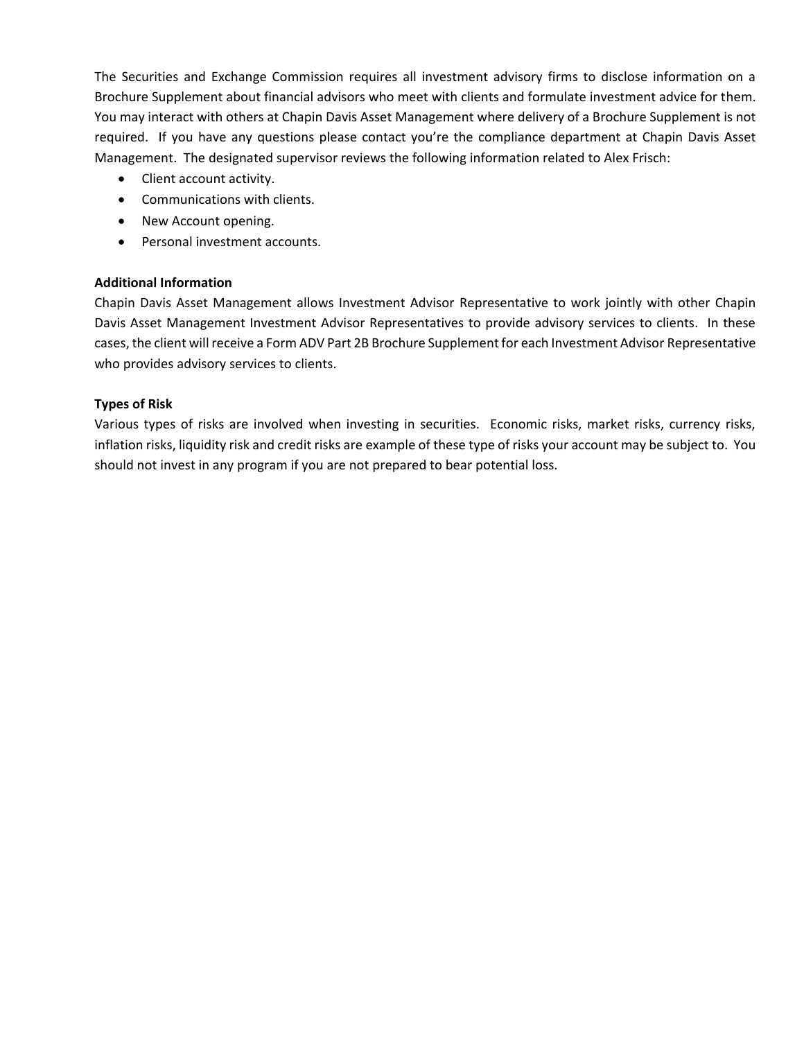The Securities and Exchange Commission requires all investment advisory firms to disclose information on a Brochure Supplement about financial advisors who meet with clients and formulate investment advice for them. You may interact with others at Chapin Davis Asset Management where delivery of a Brochure Supplement is not required. If you have any questions please contact you're the compliance department at Chapin Davis Asset Management. The designated supervisor reviews the following information related to Alex Frisch:

- Client account activity.
- Communications with clients.
- New Account opening.
- Personal investment accounts.

**Additional Information**

Chapin Davis Asset Management allows Investment Advisor Representative to work jointly with other Chapin Davis Asset Management Investment Advisor Representatives to provide advisory services to clients. In these cases, the client will receive a Form ADV Part 2B Brochure Supplement for each Investment Advisor Representative who provides advisory services to clients.

**Types of Risk**

Various types of risks are involved when investing in securities. Economic risks, market risks, currency risks, inflation risks, liquidity risk and credit risks are example of these type of risks your account may be subject to. You should not invest in any program if you are not prepared to bear potential loss.